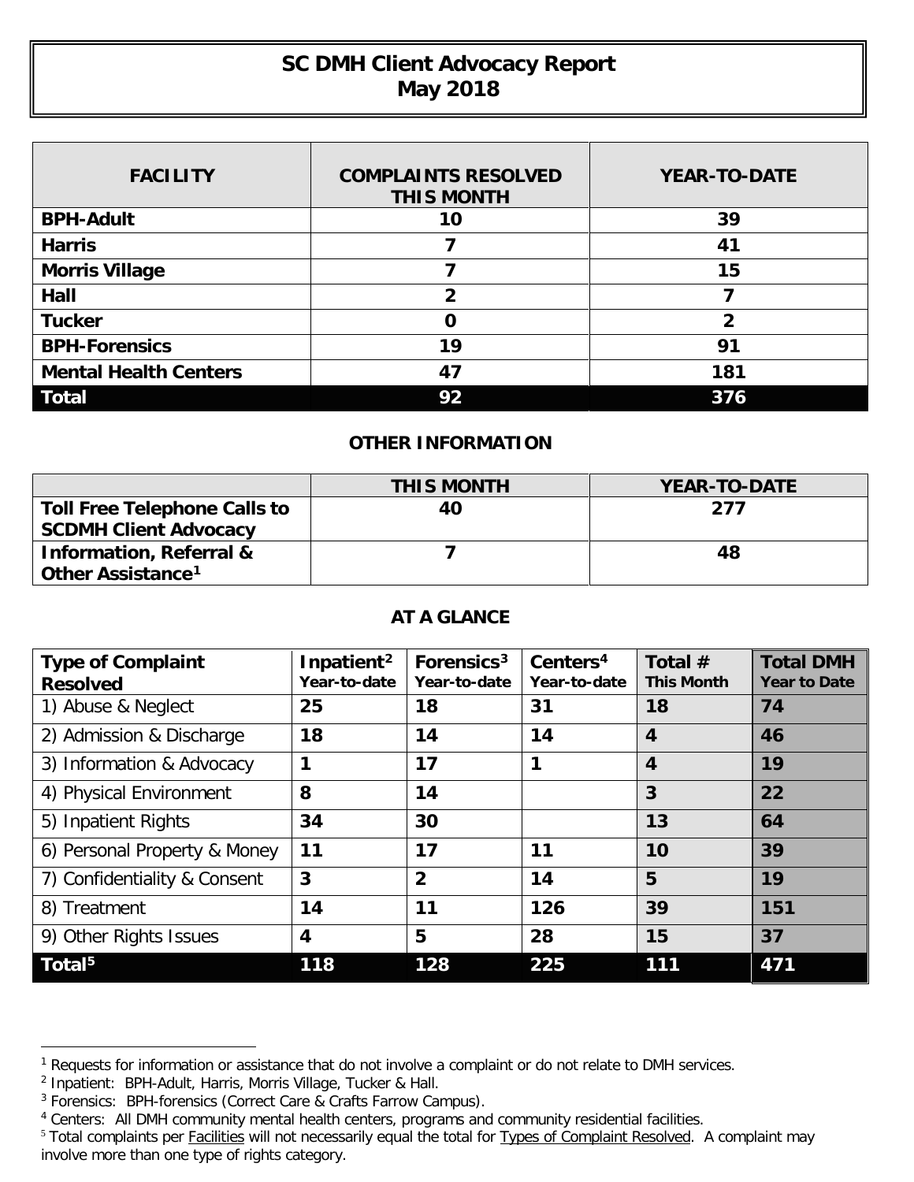# SC DMH Client Advocacy Report
# May 2018

| FACILITY | COMPLAINTS RESOLVED THIS MONTH | YEAR-TO-DATE |
|---|---|---|
| **BPH-Adult** | **10** | **39** |
| **Harris** | **7** | **41** |
| **Morris Village** | **7** | **15** |
| **Hall** | **2** | **7** |
| **Tucker** | **0** | **2** |
| **BPH-Forensics** | **19** | **91** |
| **Mental Health Centers** | **47** | **181** |
| **Total** | **92** | **376** |

## OTHER INFORMATION

| | THIS MONTH | YEAR-TO-DATE |
|---|---|---|
| **Toll Free Telephone Calls to SCDMH Client Advocacy** | **40** | **277** |
| **Information, Referral & Other Assistance[1]** | **7** | **48** |

## AT A GLANCE

| Type of Complaint Resolved | Inpatient[2] Year-to-date | Forensics[3] Year-to-date | Centers[4] Year-to-date | Total # This Month | Total DMH Year to Date |
|---|---|---|---|---|---|
| 1) Abuse & Neglect | **25** | **18** | **31** | **18** | **74** |
| 2) Admission & Discharge | **18** | **14** | **14** | **4** | **46** |
| 3) Information & Advocacy | **1** | **17** | **1** | **4** | **19** |
| 4) Physical Environment | **8** | **14** | | **3** | **22** |
| 5) Inpatient Rights | **34** | **30** | | **13** | **64** |
| 6) Personal Property & Money | **11** | **17** | **11** | **10** | **39** |
| 7) Confidentiality & Consent | **3** | **2** | **14** | **5** | **19** |
| 8) Treatment | **14** | **11** | **126** | **39** | **151** |
| 9) Other Rights Issues | **4** | **5** | **28** | **15** | **37** |
| **Total[5]** | **118** | **128** | **225** | **111** | **471** |

[1] Requests for information or assistance that do not involve a complaint or do not relate to DMH services.
[2] Inpatient: BPH-Adult, Harris, Morris Village, Tucker & Hall.
[3] Forensics: BPH-forensics (Correct Care & Crafts Farrow Campus).
[4] Centers: All DMH community mental health centers, programs and community residential facilities.
[5] Total complaints per Facilities will not necessarily equal the total for Types of Complaint Resolved. A complaint may involve more than one type of rights category.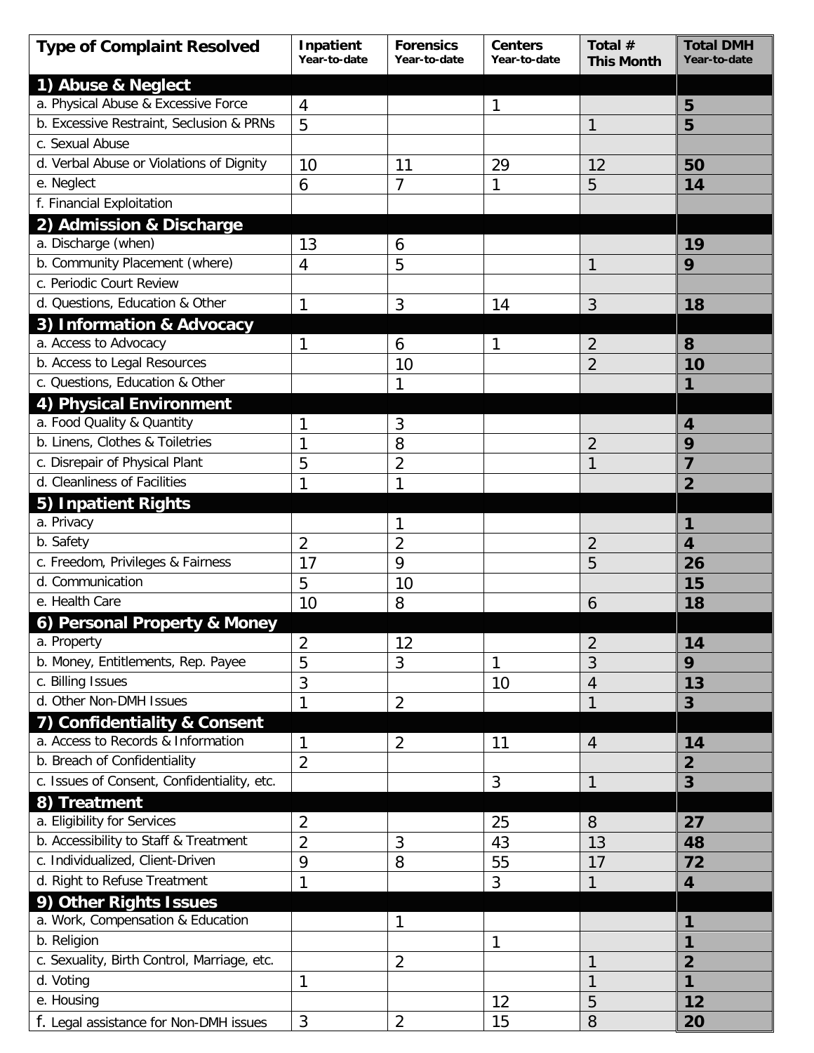| Type of Complaint Resolved | Inpatient Year-to-date | Forensics Year-to-date | Centers Year-to-date | Total # This Month | Total DMH Year-to-date |
|---|---|---|---|---|---|
| **1) Abuse & Neglect** | | | | | |
| a. Physical Abuse & Excessive Force | 4 | | 1 | | **5** |
| b. Excessive Restraint, Seclusion & PRNs | 5 | | | 1 | **5** |
| c. Sexual Abuse | | | | | |
| d. Verbal Abuse or Violations of Dignity | 10 | 11 | 29 | 12 | **50** |
| e. Neglect | 6 | 7 | 1 | 5 | **14** |
| f. Financial Exploitation | | | | | |
| **2) Admission & Discharge** | | | | | |
| a. Discharge (when) | 13 | 6 | | | **19** |
| b. Community Placement (where) | 4 | 5 | | 1 | **9** |
| c. Periodic Court Review | | | | | |
| d. Questions, Education & Other | 1 | 3 | 14 | 3 | **18** |
| **3) Information & Advocacy** | | | | | |
| a. Access to Advocacy | 1 | 6 | 1 | 2 | **8** |
| b. Access to Legal Resources | | 10 | | 2 | **10** |
| c. Questions, Education & Other | | 1 | | | **1** |
| **4) Physical Environment** | | | | | |
| a. Food Quality & Quantity | 1 | 3 | | | **4** |
| b. Linens, Clothes & Toiletries | 1 | 8 | | 2 | **9** |
| c. Disrepair of Physical Plant | 5 | 2 | | 1 | **7** |
| d. Cleanliness of Facilities | 1 | 1 | | | **2** |
| **5) Inpatient Rights** | | | | | |
| a. Privacy | | 1 | | | **1** |
| b. Safety | 2 | 2 | | 2 | **4** |
| c. Freedom, Privileges & Fairness | 17 | 9 | | 5 | **26** |
| d. Communication | 5 | 10 | | | **15** |
| e. Health Care | 10 | 8 | | 6 | **18** |
| **6) Personal Property & Money** | | | | | |
| a. Property | 2 | 12 | | 2 | **14** |
| b. Money, Entitlements, Rep. Payee | 5 | 3 | 1 | 3 | **9** |
| c. Billing Issues | 3 | | 10 | 4 | **13** |
| d. Other Non-DMH Issues | 1 | 2 | | 1 | **3** |
| **7) Confidentiality & Consent** | | | | | |
| a. Access to Records & Information | 1 | 2 | 11 | 4 | **14** |
| b. Breach of Confidentiality | 2 | | | | **2** |
| c. Issues of Consent, Confidentiality, etc. | | | 3 | 1 | **3** |
| **8) Treatment** | | | | | |
| a. Eligibility for Services | 2 | | 25 | 8 | **27** |
| b. Accessibility to Staff & Treatment | 2 | 3 | 43 | 13 | **48** |
| c. Individualized, Client-Driven | 9 | 8 | 55 | 17 | **72** |
| d. Right to Refuse Treatment | 1 | | 3 | 1 | **4** |
| **9) Other Rights Issues** | | | | | |
| a. Work, Compensation & Education | | 1 | | | **1** |
| b. Religion | | | 1 | | **1** |
| c. Sexuality, Birth Control, Marriage, etc. | | 2 | | 1 | **2** |
| d. Voting | 1 | | | 1 | **1** |
| e. Housing | | | 12 | 5 | **12** |
| f. Legal assistance for Non-DMH issues | 3 | 2 | 15 | 8 | **20** |